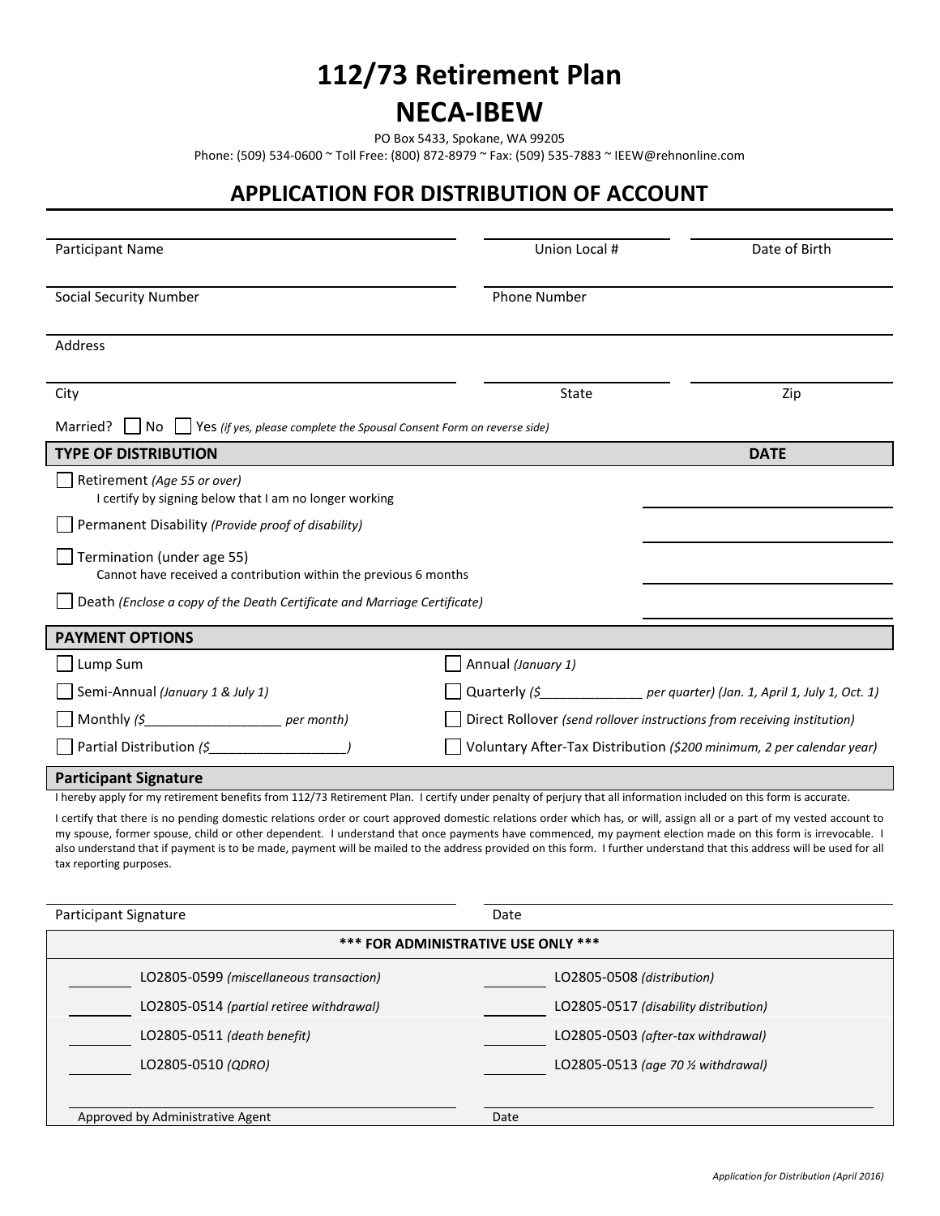# 112/73 Retirement Plan

# NECA-IBEW

PO Box 5433, Spokane, WA 99205

Phone: (509) 534-0600 ~ Toll Free: (800) 872-8979 ~ Fax: (509) 535-7883 ~ IEEW@rehnonline.com

## APPLICATION FOR DISTRIBUTION OF ACCOUNT

| Participant Name | Union Local # | Date of Birth |
|---|---|---|
| Social Security Number | Phone Number | |
| Address | | |
| City | State | Zip |

Married? ☐ No ☐ Yes *(if yes, please complete the Spousal Consent Form on reverse side)*

| TYPE OF DISTRIBUTION | DATE |
|---|---|
| ☐ Retirement *(Age 55 or over)* I certify by signing below that I am no longer working | |
| ☐ Permanent Disability *(Provide proof of disability)* | |
| ☐ Termination (under age 55) Cannot have received a contribution within the previous 6 months | |
| ☐ Death *(Enclose a copy of the Death Certificate and Marriage Certificate)* | |

| PAYMENT OPTIONS | |
|---|---|
| ☐ Lump Sum | ☐ Annual *(January 1)* |
| ☐ Semi-Annual *(January 1 & July 1)* | ☐ Quarterly *($______________ per quarter) (Jan. 1, April 1, July 1, Oct. 1)* |
| ☐ Monthly *($__________________ per month)* | ☐ Direct Rollover *(send rollover instructions from receiving institution)* |
| ☐ Partial Distribution *($__________________)* | ☐ Voluntary After-Tax Distribution *($200 minimum, 2 per calendar year)* |

**Participant Signature**

I hereby apply for my retirement benefits from 112/73 Retirement Plan. I certify under penalty of perjury that all information included on this form is accurate.

I certify that there is no pending domestic relations order or court approved domestic relations order which has, or will, assign all or a part of my vested account to my spouse, former spouse, child or other dependent. I understand that once payments have commenced, my payment election made on this form is irrevocable. I also understand that if payment is to be made, payment will be mailed to the address provided on this form. I further understand that this address will be used for all tax reporting purposes.

| Participant Signature | Date |
|---|---|

| *** FOR ADMINISTRATIVE USE ONLY *** | |
|---|---|
| ________ LO2805-0599 *(miscellaneous transaction)* | ________ LO2805-0508 *(distribution)* |
| ________ LO2805-0514 *(partial retiree withdrawal)* | ________ LO2805-0517 *(disability distribution)* |
| ________ LO2805-0511 *(death benefit)* | ________ LO2805-0503 *(after-tax withdrawal)* |
| ________ LO2805-0510 *(QDRO)* | ________ LO2805-0513 *(age 70 ½ withdrawal)* |
| Approved by Administrative Agent | Date |

*Application for Distribution (April 2016)*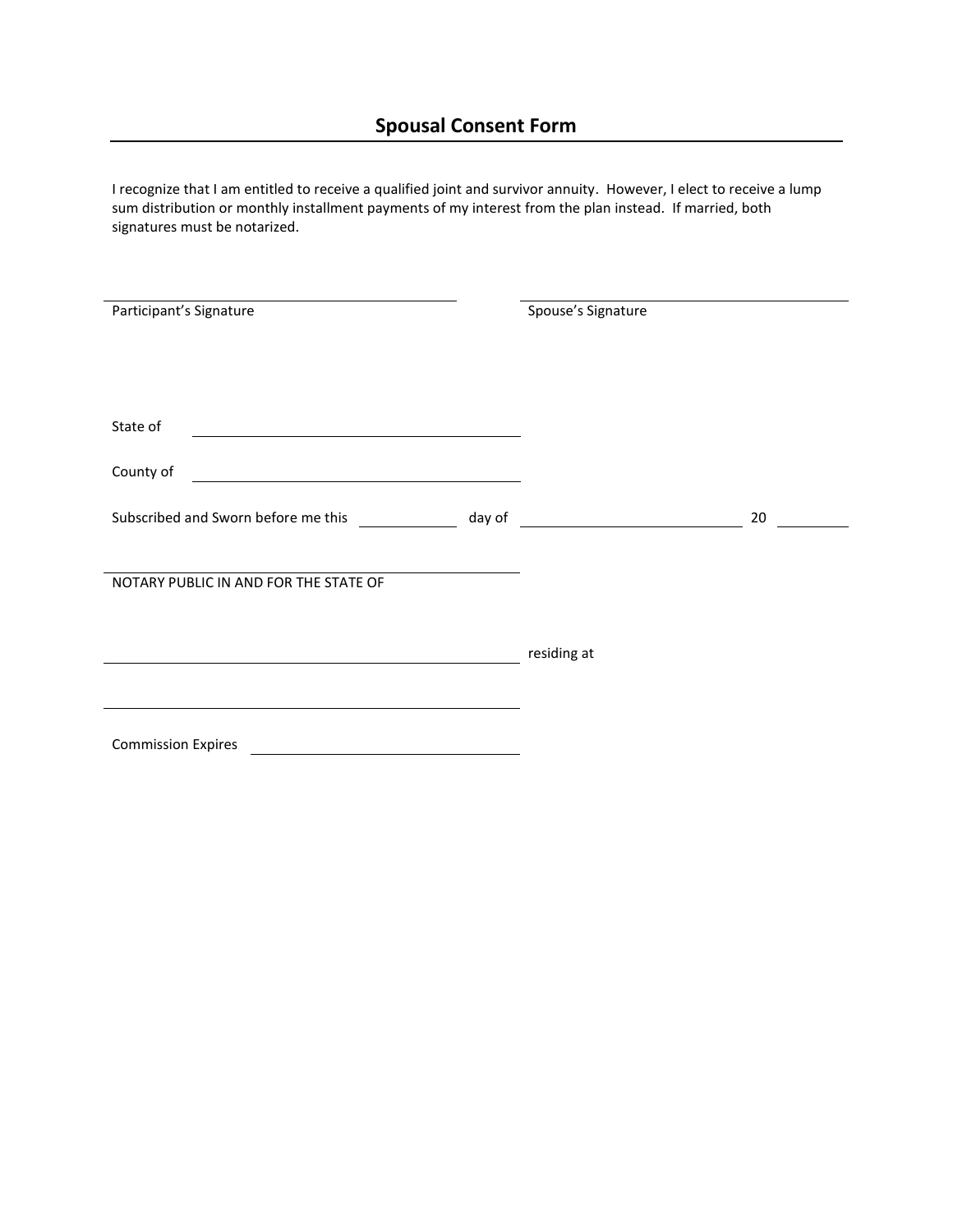## Spousal Consent Form

I recognize that I am entitled to receive a qualified joint and survivor annuity. However, I elect to receive a lump sum distribution or monthly installment payments of my interest from the plan instead. If married, both signatures must be notarized.

\_\_\_\_\_\_\_\_\_\_\_\_\_\_\_\_\_\_\_\_\_\_\_\_\_\_\_\_\_\_\_\_\_\_\_\_\_\_\_\_ \_\_\_\_\_\_\_\_\_\_\_\_\_\_\_\_\_\_\_\_\_\_\_\_\_\_\_\_\_\_\_\_\_\_\_\_\_\_\_\_

Participant's Signature Spouse's Signature

State of \_\_\_\_\_\_\_\_\_\_\_\_\_\_\_\_\_\_\_\_\_\_\_\_\_\_\_\_\_\_\_\_\_\_\_\_\_\_\_\_

County of \_\_\_\_\_\_\_\_\_\_\_\_\_\_\_\_\_\_\_\_\_\_\_\_\_\_\_\_\_\_\_\_\_\_\_\_\_\_\_\_

Subscribed and Sworn before me this \_\_\_\_\_\_\_\_\_\_\_\_ day of \_\_\_\_\_\_\_\_\_\_\_\_\_\_\_\_\_\_\_\_\_\_\_\_\_\_\_\_ 20 \_\_\_\_\_\_\_\_\_\_

\_\_\_\_\_\_\_\_\_\_\_\_\_\_\_\_\_\_\_\_\_\_\_\_\_\_\_\_\_\_\_\_\_\_\_\_\_\_\_\_\_\_\_\_\_\_

NOTARY PUBLIC IN AND FOR THE STATE OF

\_\_\_\_\_\_\_\_\_\_\_\_\_\_\_\_\_\_\_\_\_\_\_\_\_\_\_\_\_\_\_\_\_\_\_\_\_\_\_\_\_\_\_\_\_\_ residing at

\_\_\_\_\_\_\_\_\_\_\_\_\_\_\_\_\_\_\_\_\_\_\_\_\_\_\_\_\_\_\_\_\_\_\_\_\_\_\_\_\_\_\_\_\_\_

Commission Expires \_\_\_\_\_\_\_\_\_\_\_\_\_\_\_\_\_\_\_\_\_\_\_\_\_\_\_\_\_\_\_\_